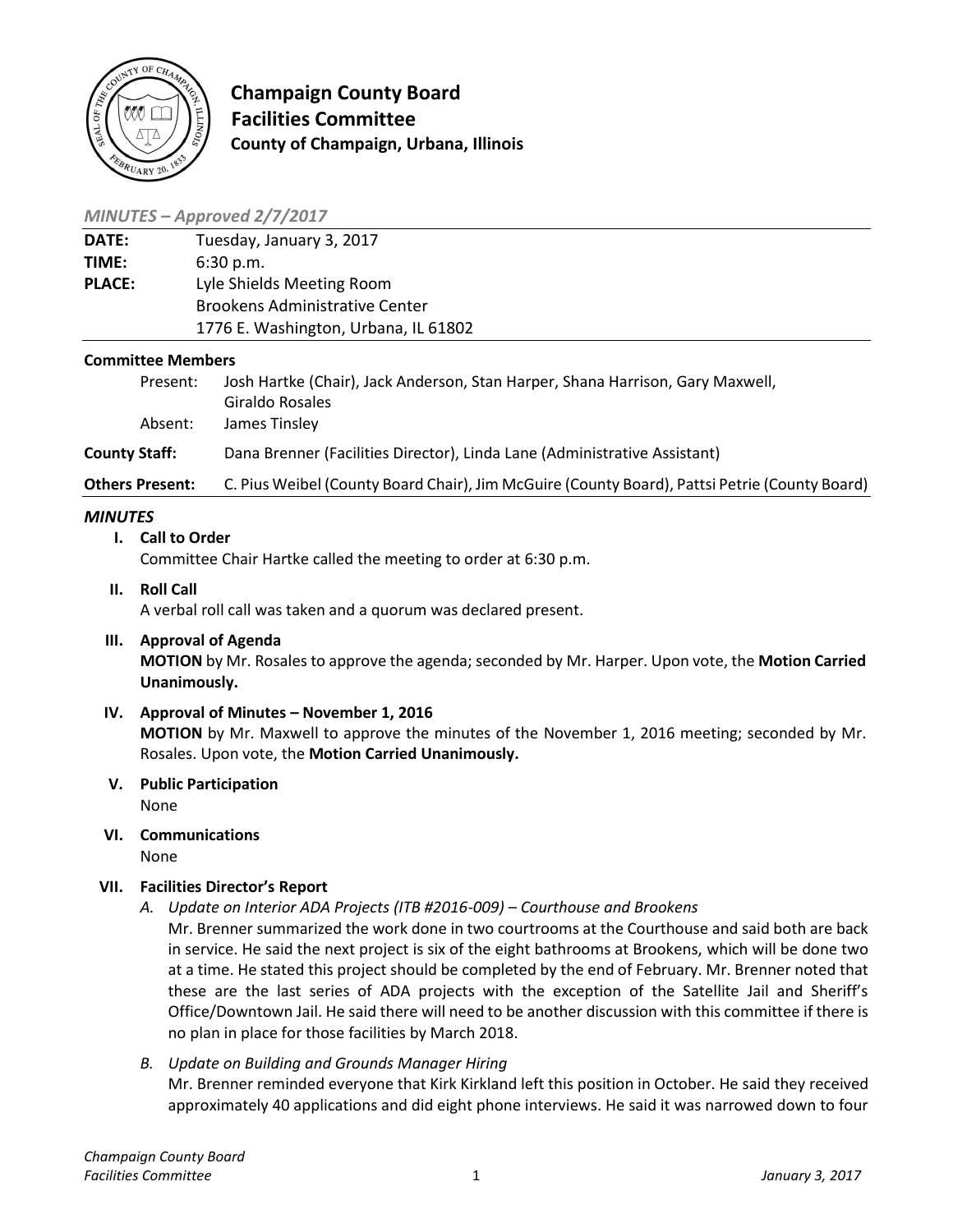# Champaign County Board
## Facilities Committee
### County of Champaign, Urbana, Illinois

*MINUTES – Approved 2/7/2017*

| | |
|---|---|
| **DATE:** | Tuesday, January 3, 2017 |
| **TIME:** | 6:30 p.m. |
| **PLACE:** | Lyle Shields Meeting Room<br>Brookens Administrative Center<br>1776 E. Washington, Urbana, IL 61802 |

**Committee Members**

| | |
|---|---|
| Present: | Josh Hartke (Chair), Jack Anderson, Stan Harper, Shana Harrison, Gary Maxwell, Giraldo Rosales |
| Absent: | James Tinsley |

**County Staff:** Dana Brenner (Facilities Director), Linda Lane (Administrative Assistant)

**Others Present:** C. Pius Weibel (County Board Chair), Jim McGuire (County Board), Pattsi Petrie (County Board)

## *MINUTES*

**I. Call to Order**

Committee Chair Hartke called the meeting to order at 6:30 p.m.

**II. Roll Call**

A verbal roll call was taken and a quorum was declared present.

**III. Approval of Agenda**

**MOTION** by Mr. Rosales to approve the agenda; seconded by Mr. Harper. Upon vote, the **Motion Carried Unanimously.**

**IV. Approval of Minutes – November 1, 2016**

**MOTION** by Mr. Maxwell to approve the minutes of the November 1, 2016 meeting; seconded by Mr. Rosales. Upon vote, the **Motion Carried Unanimously.**

**V. Public Participation**

None

**VI. Communications**

None

**VII. Facilities Director's Report**

*A. Update on Interior ADA Projects (ITB #2016-009) – Courthouse and Brookens*

Mr. Brenner summarized the work done in two courtrooms at the Courthouse and said both are back in service. He said the next project is six of the eight bathrooms at Brookens, which will be done two at a time. He stated this project should be completed by the end of February. Mr. Brenner noted that these are the last series of ADA projects with the exception of the Satellite Jail and Sheriff's Office/Downtown Jail. He said there will need to be another discussion with this committee if there is no plan in place for those facilities by March 2018.

*B. Update on Building and Grounds Manager Hiring*

Mr. Brenner reminded everyone that Kirk Kirkland left this position in October. He said they received approximately 40 applications and did eight phone interviews. He said it was narrowed down to four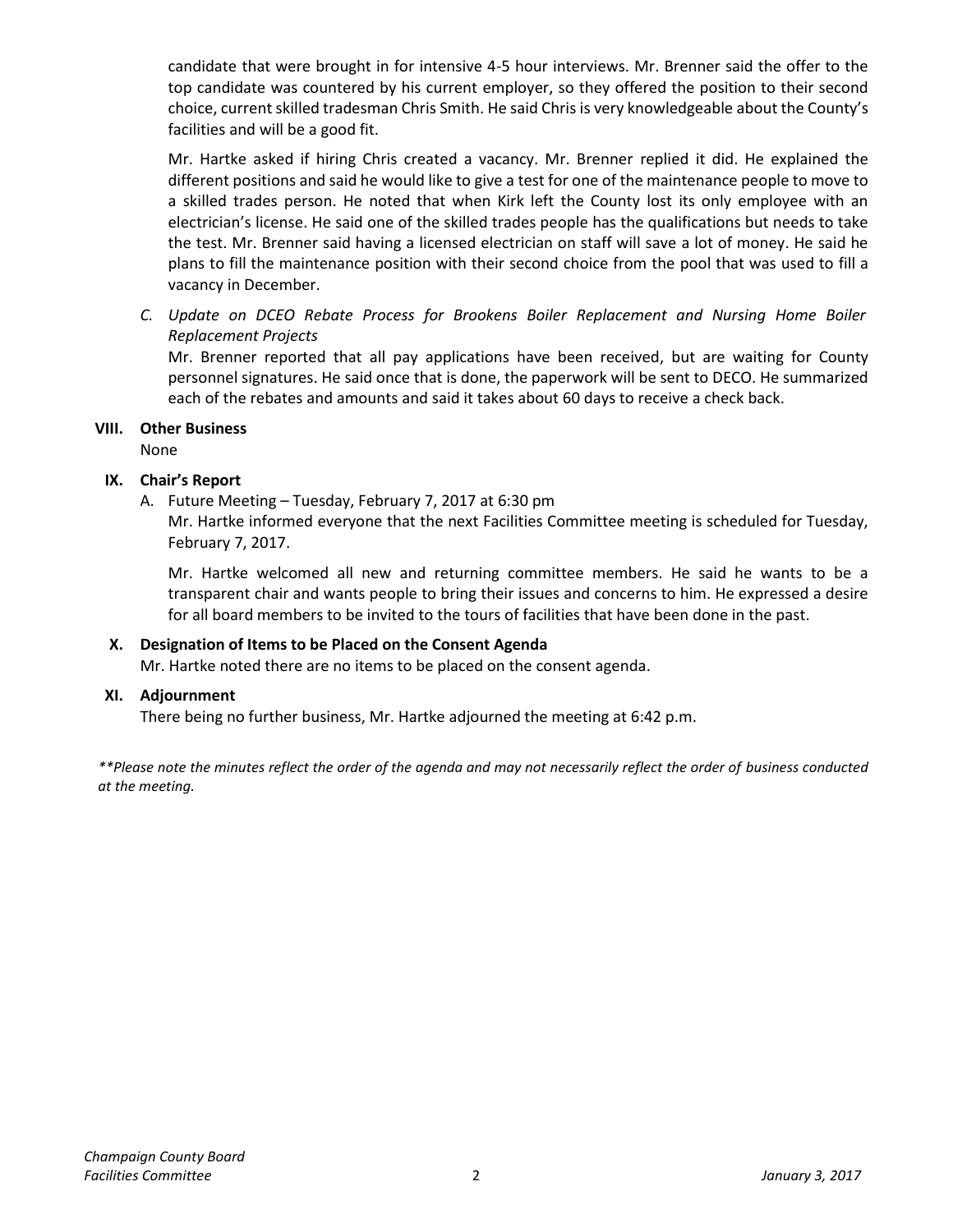candidate that were brought in for intensive 4-5 hour interviews. Mr. Brenner said the offer to the top candidate was countered by his current employer, so they offered the position to their second choice, current skilled tradesman Chris Smith. He said Chris is very knowledgeable about the County's facilities and will be a good fit.

Mr. Hartke asked if hiring Chris created a vacancy. Mr. Brenner replied it did. He explained the different positions and said he would like to give a test for one of the maintenance people to move to a skilled trades person. He noted that when Kirk left the County lost its only employee with an electrician's license. He said one of the skilled trades people has the qualifications but needs to take the test. Mr. Brenner said having a licensed electrician on staff will save a lot of money. He said he plans to fill the maintenance position with their second choice from the pool that was used to fill a vacancy in December.

C. *Update on DCEO Rebate Process for Brookens Boiler Replacement and Nursing Home Boiler Replacement Projects*

Mr. Brenner reported that all pay applications have been received, but are waiting for County personnel signatures. He said once that is done, the paperwork will be sent to DECO. He summarized each of the rebates and amounts and said it takes about 60 days to receive a check back.

## VIII. Other Business

None

## IX. Chair's Report

A. Future Meeting – Tuesday, February 7, 2017 at 6:30 pm

Mr. Hartke informed everyone that the next Facilities Committee meeting is scheduled for Tuesday, February 7, 2017.

Mr. Hartke welcomed all new and returning committee members. He said he wants to be a transparent chair and wants people to bring their issues and concerns to him. He expressed a desire for all board members to be invited to the tours of facilities that have been done in the past.

## X. Designation of Items to be Placed on the Consent Agenda

Mr. Hartke noted there are no items to be placed on the consent agenda.

## XI. Adjournment

There being no further business, Mr. Hartke adjourned the meeting at 6:42 p.m.

*\*\*Please note the minutes reflect the order of the agenda and may not necessarily reflect the order of business conducted at the meeting.*